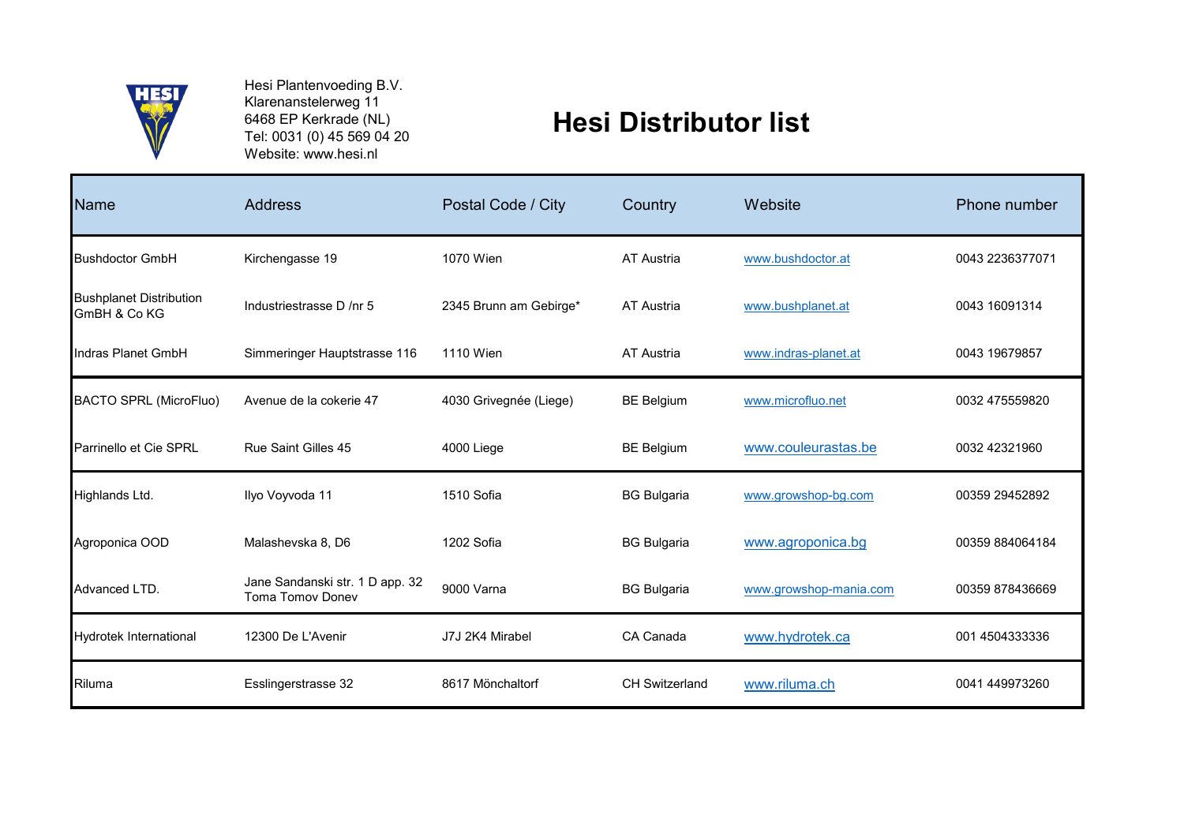Hesi Plantenvoeding B.V.
Klarenanstelerweg 11
6468 EP Kerkrade (NL)
Tel: 0031 (0) 45 569 04 20
Website: www.hesi.nl

# Hesi Distributor list

| Name | Address | Postal Code / City | Country | Website | Phone number |
|---|---|---|---|---|---|
| Bushdoctor GmbH | Kirchengasse 19 | 1070 Wien | AT Austria | www.bushdoctor.at | 0043 2236377071 |
| Bushplanet Distribution GmBH & Co KG | Industriestrasse D /nr 5 | 2345 Brunn am Gebirge* | AT Austria | www.bushplanet.at | 0043 16091314 |
| Indras Planet GmbH | Simmeringer Hauptstrasse 116 | 1110 Wien | AT Austria | www.indras-planet.at | 0043 19679857 |
| BACTO SPRL (MicroFluo) | Avenue de la cokerie 47 | 4030 Grivegnée (Liege) | BE Belgium | www.microfluo.net | 0032 475559820 |
| Parrinello et Cie SPRL | Rue Saint Gilles 45 | 4000 Liege | BE Belgium | www.couleurastas.be | 0032 42321960 |
| Highlands Ltd. | Ilyo Voyvoda 11 | 1510 Sofia | BG Bulgaria | www.growshop-bg.com | 00359 29452892 |
| Agroponica OOD | Malashevska 8, D6 | 1202 Sofia | BG Bulgaria | www.agroponica.bg | 00359 884064184 |
| Advanced LTD. | Jane Sandanski str. 1 D app. 32 Toma Tomov Donev | 9000 Varna | BG Bulgaria | www.growshop-mania.com | 00359 878436669 |
| Hydrotek International | 12300 De L'Avenir | J7J 2K4 Mirabel | CA Canada | www.hydrotek.ca | 001 4504333336 |
| Riluma | Esslingerstrasse 32 | 8617 Mönchaltorf | CH Switzerland | www.riluma.ch | 0041 449973260 |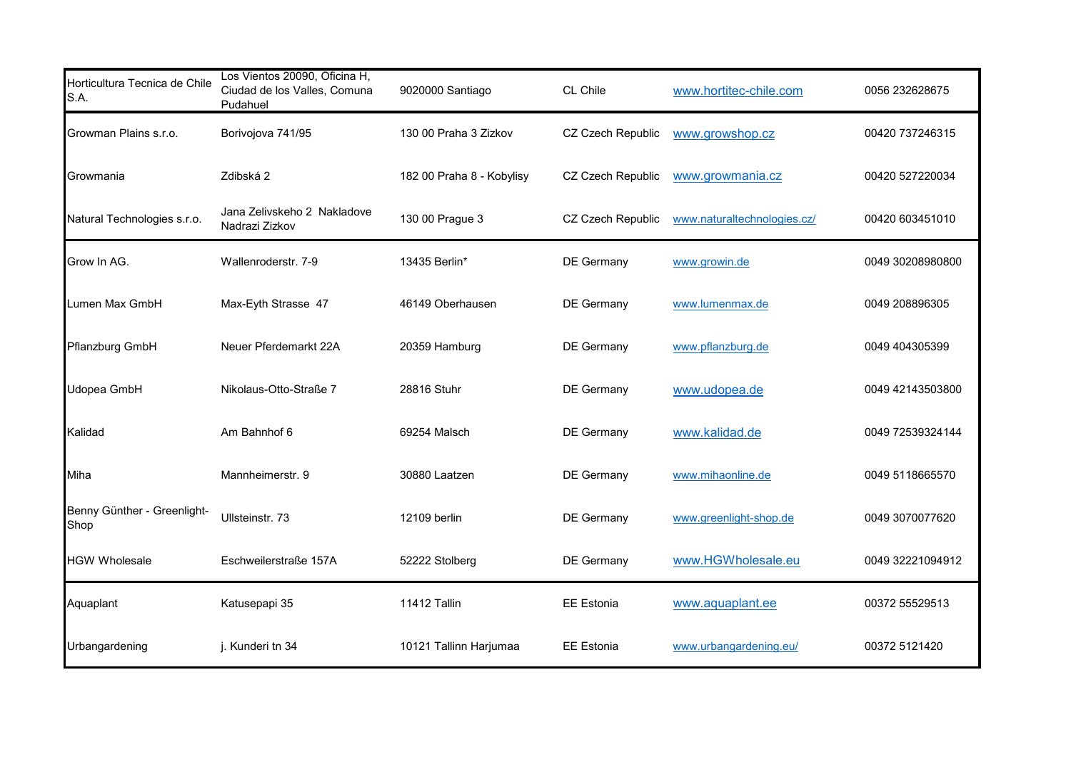| | | | | | |
|---|---|---|---|---|---|
| Horticultura Tecnica de Chile S.A. | Los Vientos 20090, Oficina H, Ciudad de los Valles, Comuna Pudahuel | 9020000 Santiago | CL Chile | www.hortitec-chile.com | 0056 232628675 |
| Growman Plains s.r.o. | Borivojova 741/95 | 130 00 Praha 3 Zizkov | CZ Czech Republic | www.growshop.cz | 00420 737246315 |
| Growmania | Zdibská 2 | 182 00 Praha 8 - Kobylisy | CZ Czech Republic | www.growmania.cz | 00420 527220034 |
| Natural Technologies s.r.o. | Jana Zelivskeho 2 Nakladove Nadrazi Zizkov | 130 00 Prague 3 | CZ Czech Republic | www.naturaltechnologies.cz/ | 00420 603451010 |
| Grow In AG. | Wallenroderstr. 7-9 | 13435 Berlin* | DE Germany | www.growin.de | 0049 30208980800 |
| Lumen Max GmbH | Max-Eyth Strasse 47 | 46149 Oberhausen | DE Germany | www.lumenmax.de | 0049 208896305 |
| Pflanzburg GmbH | Neuer Pferdemarkt 22A | 20359 Hamburg | DE Germany | www.pflanzburg.de | 0049 404305399 |
| Udopea GmbH | Nikolaus-Otto-Straße 7 | 28816 Stuhr | DE Germany | www.udopea.de | 0049 42143503800 |
| Kalidad | Am Bahnhof 6 | 69254 Malsch | DE Germany | www.kalidad.de | 0049 72539324144 |
| Miha | Mannheimerstr. 9 | 30880 Laatzen | DE Germany | www.mihaonline.de | 0049 5118665570 |
| Benny Günther - Greenlight-Shop | Ullsteinstr. 73 | 12109 berlin | DE Germany | www.greenlight-shop.de | 0049 3070077620 |
| HGW Wholesale | Eschweilerstraße 157A | 52222 Stolberg | DE Germany | www.HGWholesale.eu | 0049 32221094912 |
| Aquaplant | Katusepapi 35 | 11412 Tallin | EE Estonia | www.aquaplant.ee | 00372 55529513 |
| Urbangardening | j. Kunderi tn 34 | 10121 Tallinn Harjumaa | EE Estonia | www.urbangardening.eu/ | 00372 5121420 |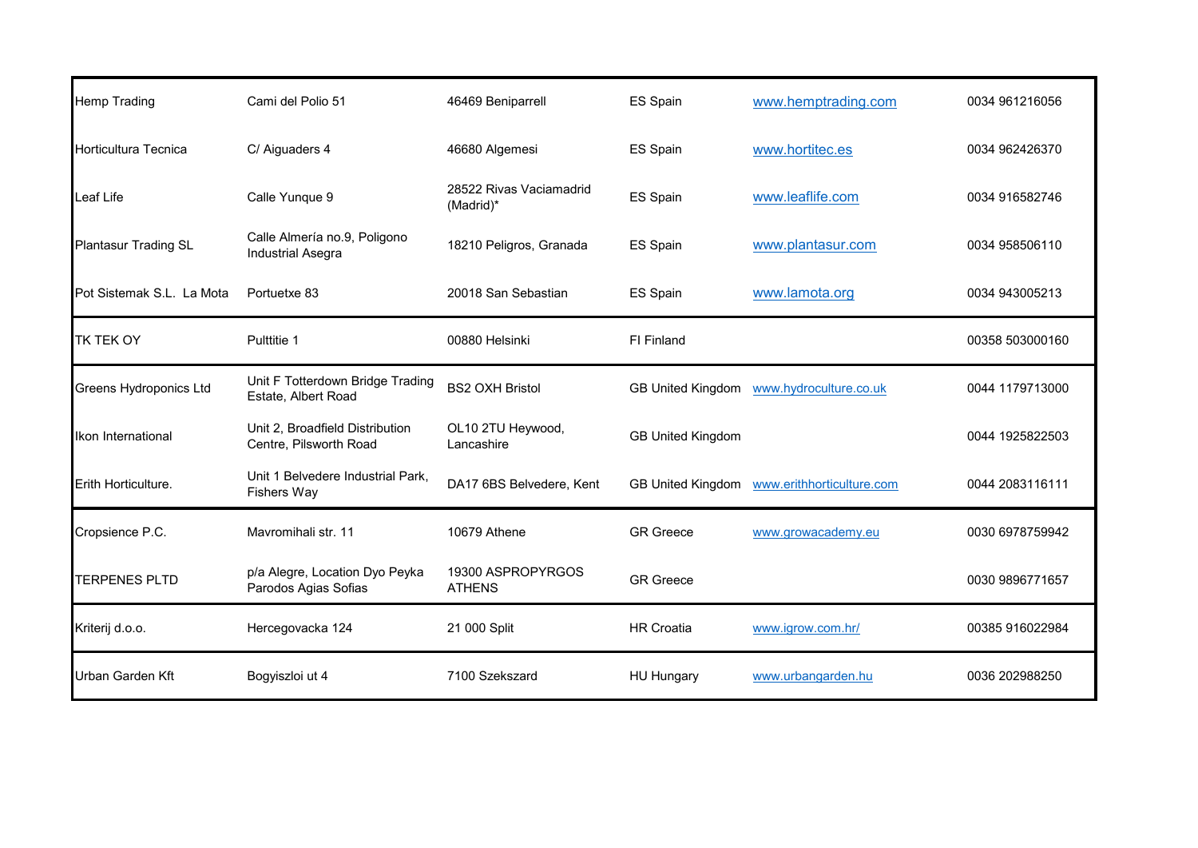| | | | | | |
|---|---|---|---|---|---|
| Hemp Trading | Cami del Polio 51 | 46469 Beniparrell | ES Spain | www.hemptrading.com | 0034 961216056 |
| Horticultura Tecnica | C/ Aiguaders 4 | 46680 Algemesi | ES Spain | www.hortitec.es | 0034 962426370 |
| Leaf Life | Calle Yunque 9 | 28522 Rivas Vaciamadrid (Madrid)* | ES Spain | www.leaflife.com | 0034 916582746 |
| Plantasur Trading SL | Calle Almería no.9, Poligono Industrial Asegra | 18210 Peligros, Granada | ES Spain | www.plantasur.com | 0034 958506110 |
| Pot Sistemak S.L. La Mota | Portuetxe 83 | 20018 San Sebastian | ES Spain | www.lamota.org | 0034 943005213 |
| TK TEK OY | Pulttitie 1 | 00880 Helsinki | FI Finland | | 00358 503000160 |
| Greens Hydroponics Ltd | Unit F Totterdown Bridge Trading Estate, Albert Road | BS2 OXH Bristol | GB United Kingdom | www.hydroculture.co.uk | 0044 1179713000 |
| Ikon International | Unit 2, Broadfield Distribution Centre, Pilsworth Road | OL10 2TU Heywood, Lancashire | GB United Kingdom | | 0044 1925822503 |
| Erith Horticulture. | Unit 1 Belvedere Industrial Park, Fishers Way | DA17 6BS Belvedere, Kent | GB United Kingdom | www.erithhorticulture.com | 0044 2083116111 |
| Cropsience P.C. | Mavromihali str. 11 | 10679 Athene | GR Greece | www.growacademy.eu | 0030 6978759942 |
| TERPENES PLTD | p/a Alegre, Location Dyo Peyka Parodos Agias Sofias | 19300 ASPROPYRGOS ATHENS | GR Greece | | 0030 9896771657 |
| Kriterij d.o.o. | Hercegovacka 124 | 21 000 Split | HR Croatia | www.igrow.com.hr/ | 00385 916022984 |
| Urban Garden Kft | Bogyiszloi ut 4 | 7100 Szekszard | HU Hungary | www.urbangarden.hu | 0036 202988250 |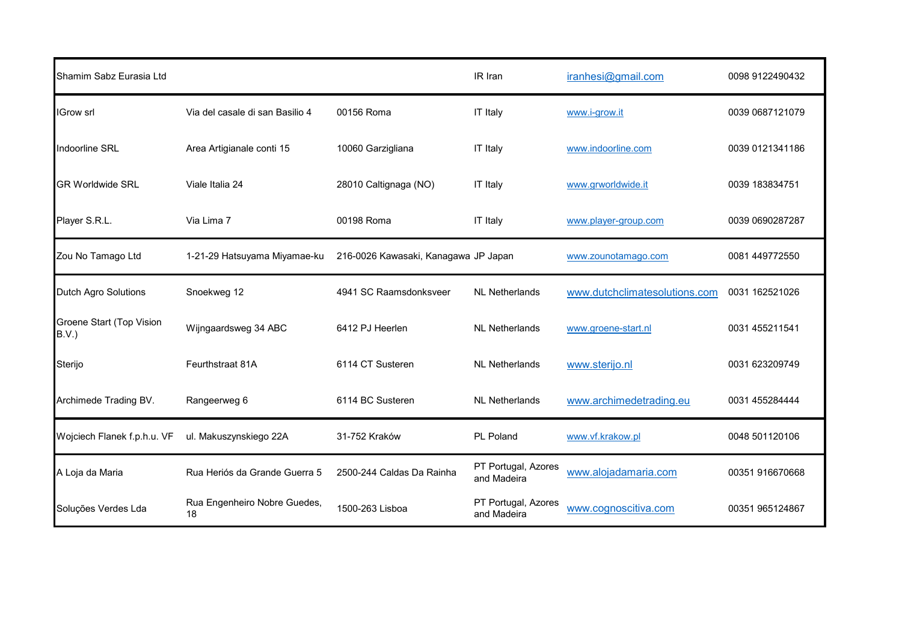| | | | | | |
|---|---|---|---|---|---|
| Shamim Sabz Eurasia Ltd | | | IR Iran | iranhesi@gmail.com | 0098 9122490432 |
| IGrow srl | Via del casale di san Basilio 4 | 00156 Roma | IT Italy | www.i-grow.it | 0039 0687121079 |
| Indoorline SRL | Area Artigianale conti 15 | 10060 Garzigliana | IT Italy | www.indoorline.com | 0039 0121341186 |
| GR Worldwide SRL | Viale Italia 24 | 28010 Caltignaga (NO) | IT Italy | www.grworldwide.it | 0039 183834751 |
| Player S.R.L. | Via Lima 7 | 00198 Roma | IT Italy | www.player-group.com | 0039 0690287287 |
| Zou No Tamago Ltd | 1-21-29 Hatsuyama Miyamae-ku | 216-0026 Kawasaki, Kanagawa | JP Japan | www.zounotamago.com | 0081 449772550 |
| Dutch Agro Solutions | Snoekweg 12 | 4941 SC Raamsdonksveer | NL Netherlands | www.dutchclimatesolutions.com | 0031 162521026 |
| Groene Start (Top Vision B.V.) | Wijngaardsweg 34 ABC | 6412 PJ Heerlen | NL Netherlands | www.groene-start.nl | 0031 455211541 |
| Sterijo | Feurthstraat 81A | 6114 CT Susteren | NL Netherlands | www.sterijo.nl | 0031 623209749 |
| Archimede Trading BV. | Rangeerweg 6 | 6114 BC Susteren | NL Netherlands | www.archimedetrading.eu | 0031 455284444 |
| Wojciech Flanek f.p.h.u. VF | ul. Makuszynskiego 22A | 31-752 Kraków | PL Poland | www.vf.krakow.pl | 0048 501120106 |
| A Loja da Maria | Rua Heriós da Grande Guerra 5 | 2500-244 Caldas Da Rainha | PT Portugal, Azores and Madeira | www.alojadamaria.com | 00351 916670668 |
| Soluções Verdes Lda | Rua Engenheiro Nobre Guedes, 18 | 1500-263 Lisboa | PT Portugal, Azores and Madeira | www.cognoscitiva.com | 00351 965124867 |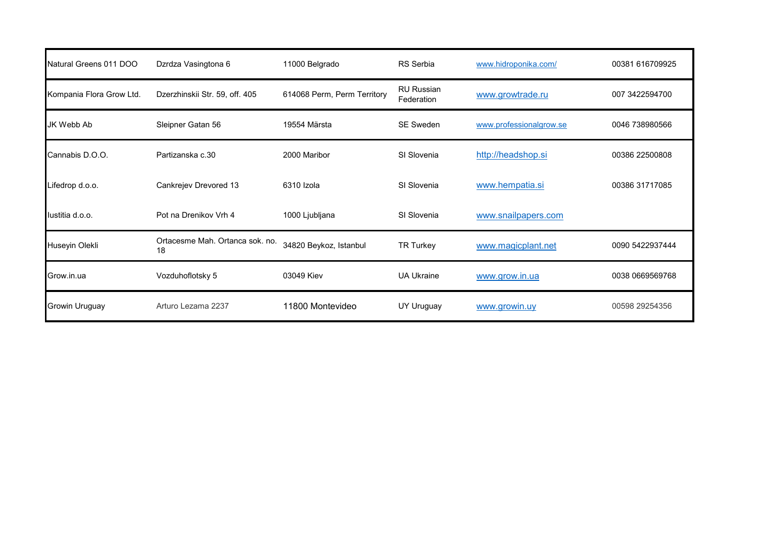| | | | | | |
|---|---|---|---|---|---|
| Natural Greens 011 DOO | Dzrdza Vasingtona 6 | 11000 Belgrado | RS Serbia | www.hidroponika.com/ | 00381 616709925 |
| Kompania Flora Grow Ltd. | Dzerzhinskii Str. 59, off. 405 | 614068 Perm, Perm Territory | RU Russian Federation | www.growtrade.ru | 007 3422594700 |
| JK Webb Ab | Sleipner Gatan 56 | 19554 Märsta | SE Sweden | www.professionalgrow.se | 0046 738980566 |
| Cannabis D.O.O. | Partizanska c.30 | 2000 Maribor | SI Slovenia | http://headshop.si | 00386 22500808 |
| Lifedrop d.o.o. | Cankrejev Drevored 13 | 6310 Izola | SI Slovenia | www.hempatia.si | 00386 31717085 |
| Iustitia d.o.o. | Pot na Drenikov Vrh 4 | 1000 Ljubljana | SI Slovenia | www.snailpapers.com | |
| Huseyin Olekli | Ortacesme Mah. Ortanca sok. no. 18 | 34820 Beykoz, Istanbul | TR Turkey | www.magicplant.net | 0090 5422937444 |
| Grow.in.ua | Vozduhoflotsky 5 | 03049 Kiev | UA Ukraine | www.grow.in.ua | 0038 0669569768 |
| Growin Uruguay | Arturo Lezama 2237 | 11800 Montevideo | UY Uruguay | www.growin.uy | 00598 29254356 |